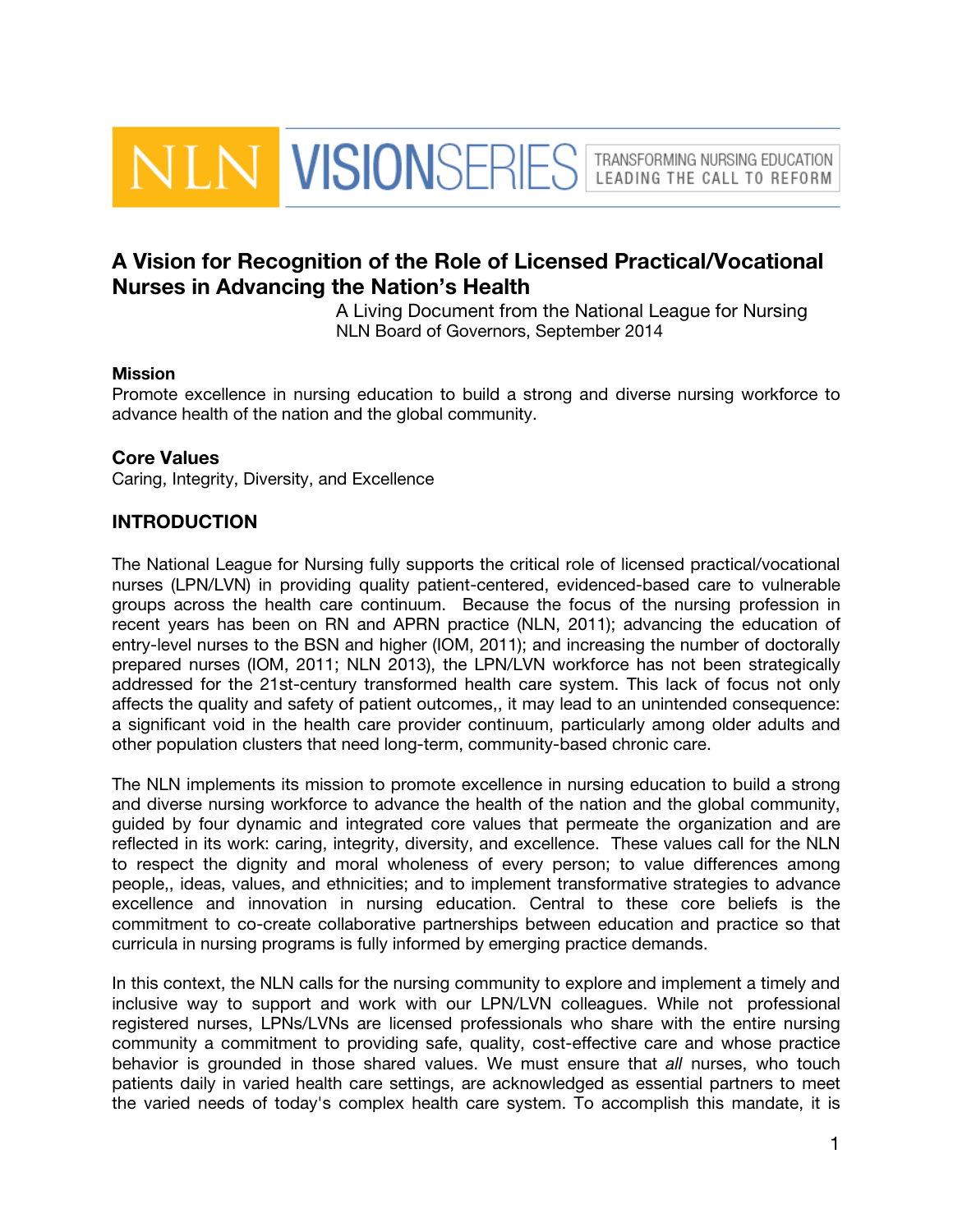NLN VISIONSERIES TRANSFORMING NURSING EDUCATION LEADING THE CALL TO REFORM

# A Vision for Recognition of the Role of Licensed Practical/Vocational Nurses in Advancing the Nation's Health

A Living Document from the National League for Nursing
NLN Board of Governors, September 2014

**Mission**
Promote excellence in nursing education to build a strong and diverse nursing workforce to advance health of the nation and the global community.

**Core Values**
Caring, Integrity, Diversity, and Excellence

## INTRODUCTION

The National League for Nursing fully supports the critical role of licensed practical/vocational nurses (LPN/LVN) in providing quality patient-centered, evidenced-based care to vulnerable groups across the health care continuum. Because the focus of the nursing profession in recent years has been on RN and APRN practice (NLN, 2011); advancing the education of entry-level nurses to the BSN and higher (IOM, 2011); and increasing the number of doctorally prepared nurses (IOM, 2011; NLN 2013), the LPN/LVN workforce has not been strategically addressed for the 21st-century transformed health care system. This lack of focus not only affects the quality and safety of patient outcomes,, it may lead to an unintended consequence: a significant void in the health care provider continuum, particularly among older adults and other population clusters that need long-term, community-based chronic care.

The NLN implements its mission to promote excellence in nursing education to build a strong and diverse nursing workforce to advance the health of the nation and the global community, guided by four dynamic and integrated core values that permeate the organization and are reflected in its work: caring, integrity, diversity, and excellence. These values call for the NLN to respect the dignity and moral wholeness of every person; to value differences among people,, ideas, values, and ethnicities; and to implement transformative strategies to advance excellence and innovation in nursing education. Central to these core beliefs is the commitment to co-create collaborative partnerships between education and practice so that curricula in nursing programs is fully informed by emerging practice demands.

In this context, the NLN calls for the nursing community to explore and implement a timely and inclusive way to support and work with our LPN/LVN colleagues. While not professional registered nurses, LPNs/LVNs are licensed professionals who share with the entire nursing community a commitment to providing safe, quality, cost-effective care and whose practice behavior is grounded in those shared values. We must ensure that *all* nurses, who touch patients daily in varied health care settings, are acknowledged as essential partners to meet the varied needs of today's complex health care system. To accomplish this mandate, it is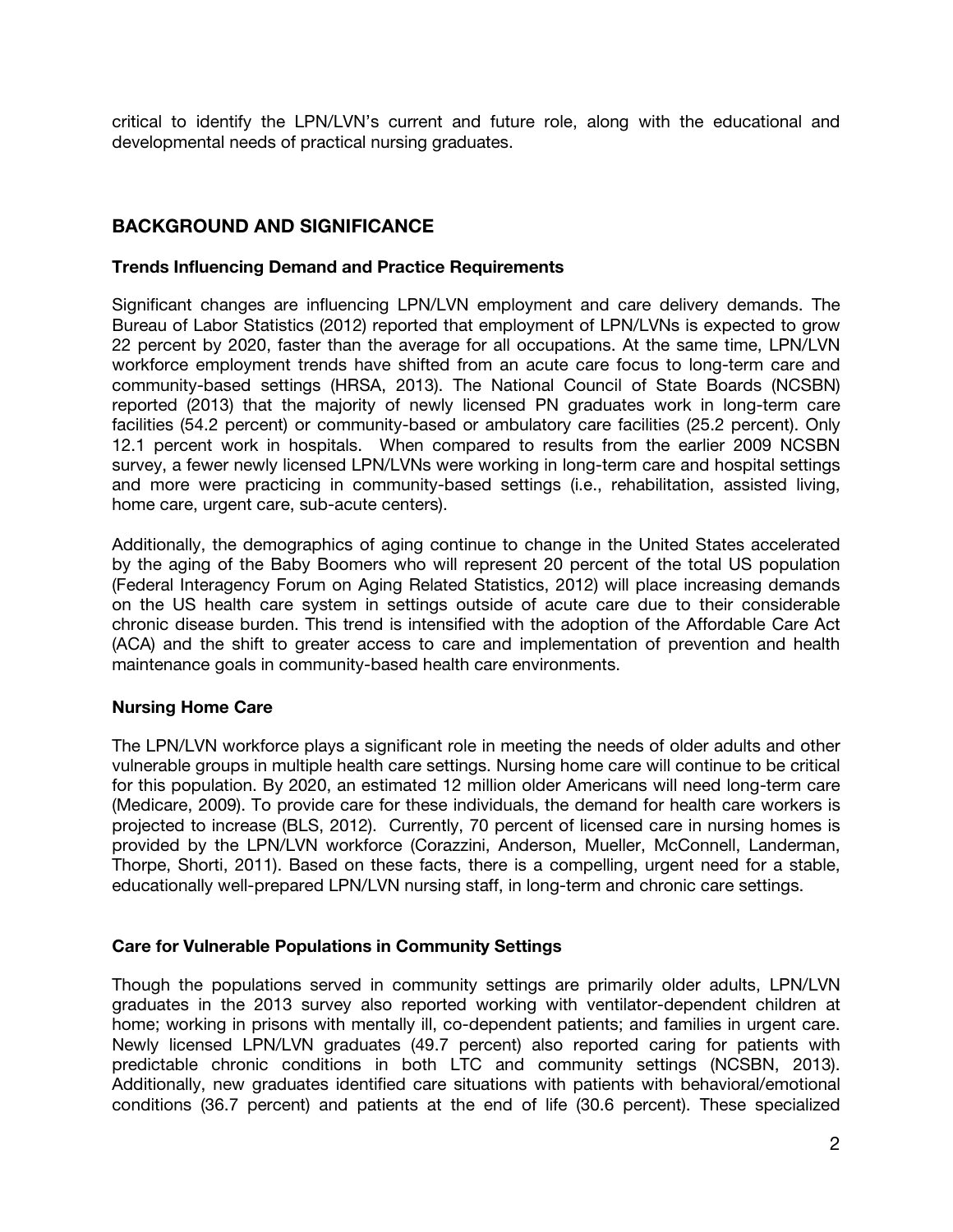critical to identify the LPN/LVN's current and future role, along with the educational and developmental needs of practical nursing graduates.

## BACKGROUND AND SIGNIFICANCE

### Trends Influencing Demand and Practice Requirements

Significant changes are influencing LPN/LVN employment and care delivery demands. The Bureau of Labor Statistics (2012) reported that employment of LPN/LVNs is expected to grow 22 percent by 2020, faster than the average for all occupations. At the same time, LPN/LVN workforce employment trends have shifted from an acute care focus to long-term care and community-based settings (HRSA, 2013). The National Council of State Boards (NCSBN) reported (2013) that the majority of newly licensed PN graduates work in long-term care facilities (54.2 percent) or community-based or ambulatory care facilities (25.2 percent). Only 12.1 percent work in hospitals. When compared to results from the earlier 2009 NCSBN survey, a fewer newly licensed LPN/LVNs were working in long-term care and hospital settings and more were practicing in community-based settings (i.e., rehabilitation, assisted living, home care, urgent care, sub-acute centers).

Additionally, the demographics of aging continue to change in the United States accelerated by the aging of the Baby Boomers who will represent 20 percent of the total US population (Federal Interagency Forum on Aging Related Statistics, 2012) will place increasing demands on the US health care system in settings outside of acute care due to their considerable chronic disease burden. This trend is intensified with the adoption of the Affordable Care Act (ACA) and the shift to greater access to care and implementation of prevention and health maintenance goals in community-based health care environments.

### Nursing Home Care

The LPN/LVN workforce plays a significant role in meeting the needs of older adults and other vulnerable groups in multiple health care settings. Nursing home care will continue to be critical for this population. By 2020, an estimated 12 million older Americans will need long-term care (Medicare, 2009). To provide care for these individuals, the demand for health care workers is projected to increase (BLS, 2012). Currently, 70 percent of licensed care in nursing homes is provided by the LPN/LVN workforce (Corazzini, Anderson, Mueller, McConnell, Landerman, Thorpe, Shorti, 2011). Based on these facts, there is a compelling, urgent need for a stable, educationally well-prepared LPN/LVN nursing staff, in long-term and chronic care settings.

### Care for Vulnerable Populations in Community Settings

Though the populations served in community settings are primarily older adults, LPN/LVN graduates in the 2013 survey also reported working with ventilator-dependent children at home; working in prisons with mentally ill, co-dependent patients; and families in urgent care. Newly licensed LPN/LVN graduates (49.7 percent) also reported caring for patients with predictable chronic conditions in both LTC and community settings (NCSBN, 2013). Additionally, new graduates identified care situations with patients with behavioral/emotional conditions (36.7 percent) and patients at the end of life (30.6 percent). These specialized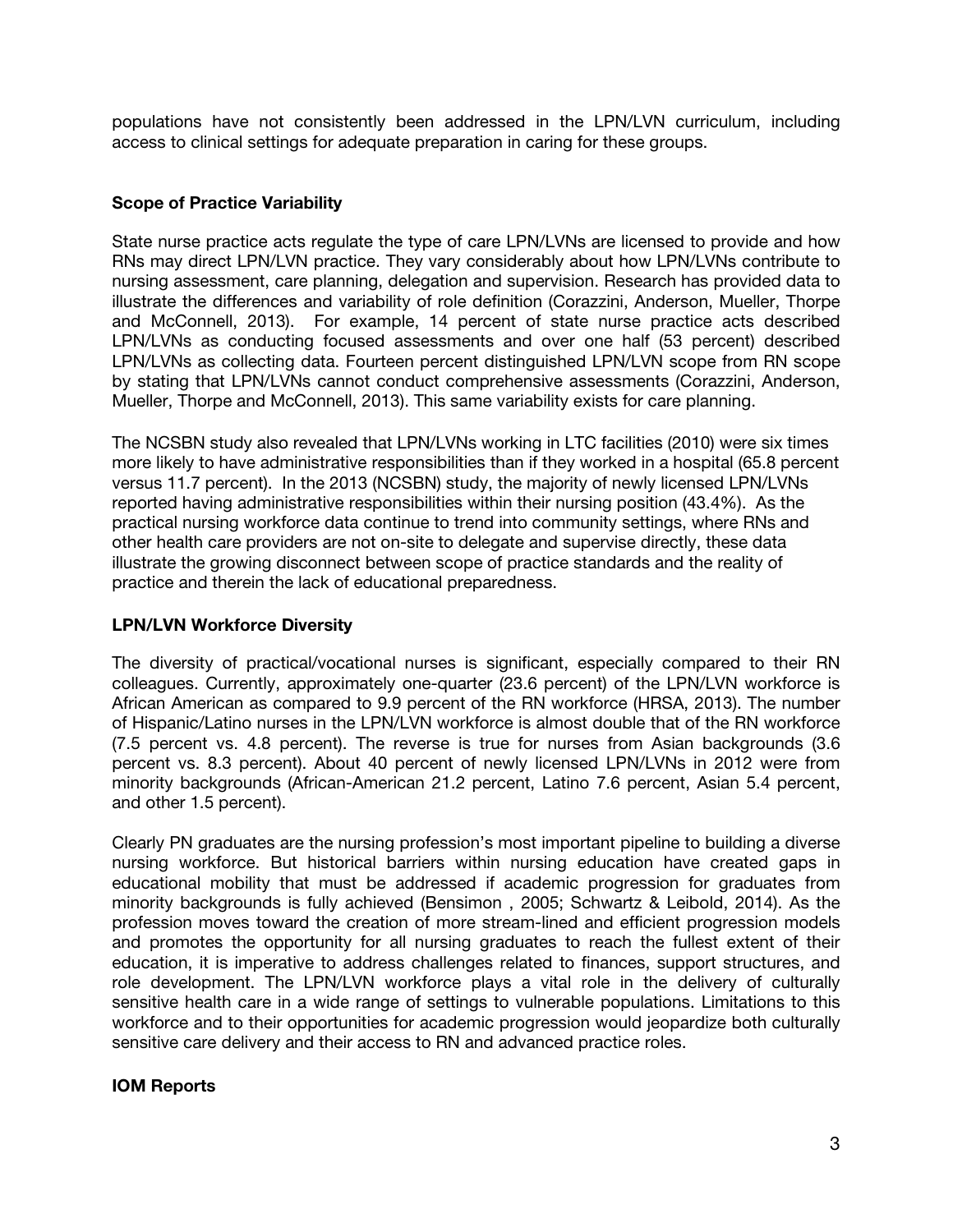populations have not consistently been addressed in the LPN/LVN curriculum, including access to clinical settings for adequate preparation in caring for these groups.

### Scope of Practice Variability

State nurse practice acts regulate the type of care LPN/LVNs are licensed to provide and how RNs may direct LPN/LVN practice. They vary considerably about how LPN/LVNs contribute to nursing assessment, care planning, delegation and supervision. Research has provided data to illustrate the differences and variability of role definition (Corazzini, Anderson, Mueller, Thorpe and McConnell, 2013). For example, 14 percent of state nurse practice acts described LPN/LVNs as conducting focused assessments and over one half (53 percent) described LPN/LVNs as collecting data. Fourteen percent distinguished LPN/LVN scope from RN scope by stating that LPN/LVNs cannot conduct comprehensive assessments (Corazzini, Anderson, Mueller, Thorpe and McConnell, 2013). This same variability exists for care planning.

The NCSBN study also revealed that LPN/LVNs working in LTC facilities (2010) were six times more likely to have administrative responsibilities than if they worked in a hospital (65.8 percent versus 11.7 percent). In the 2013 (NCSBN) study, the majority of newly licensed LPN/LVNs reported having administrative responsibilities within their nursing position (43.4%). As the practical nursing workforce data continue to trend into community settings, where RNs and other health care providers are not on-site to delegate and supervise directly, these data illustrate the growing disconnect between scope of practice standards and the reality of practice and therein the lack of educational preparedness.

### LPN/LVN Workforce Diversity

The diversity of practical/vocational nurses is significant, especially compared to their RN colleagues. Currently, approximately one-quarter (23.6 percent) of the LPN/LVN workforce is African American as compared to 9.9 percent of the RN workforce (HRSA, 2013). The number of Hispanic/Latino nurses in the LPN/LVN workforce is almost double that of the RN workforce (7.5 percent vs. 4.8 percent). The reverse is true for nurses from Asian backgrounds (3.6 percent vs. 8.3 percent). About 40 percent of newly licensed LPN/LVNs in 2012 were from minority backgrounds (African-American 21.2 percent, Latino 7.6 percent, Asian 5.4 percent, and other 1.5 percent).

Clearly PN graduates are the nursing profession's most important pipeline to building a diverse nursing workforce. But historical barriers within nursing education have created gaps in educational mobility that must be addressed if academic progression for graduates from minority backgrounds is fully achieved (Bensimon , 2005; Schwartz & Leibold, 2014). As the profession moves toward the creation of more stream-lined and efficient progression models and promotes the opportunity for all nursing graduates to reach the fullest extent of their education, it is imperative to address challenges related to finances, support structures, and role development. The LPN/LVN workforce plays a vital role in the delivery of culturally sensitive health care in a wide range of settings to vulnerable populations. Limitations to this workforce and to their opportunities for academic progression would jeopardize both culturally sensitive care delivery and their access to RN and advanced practice roles.

### IOM Reports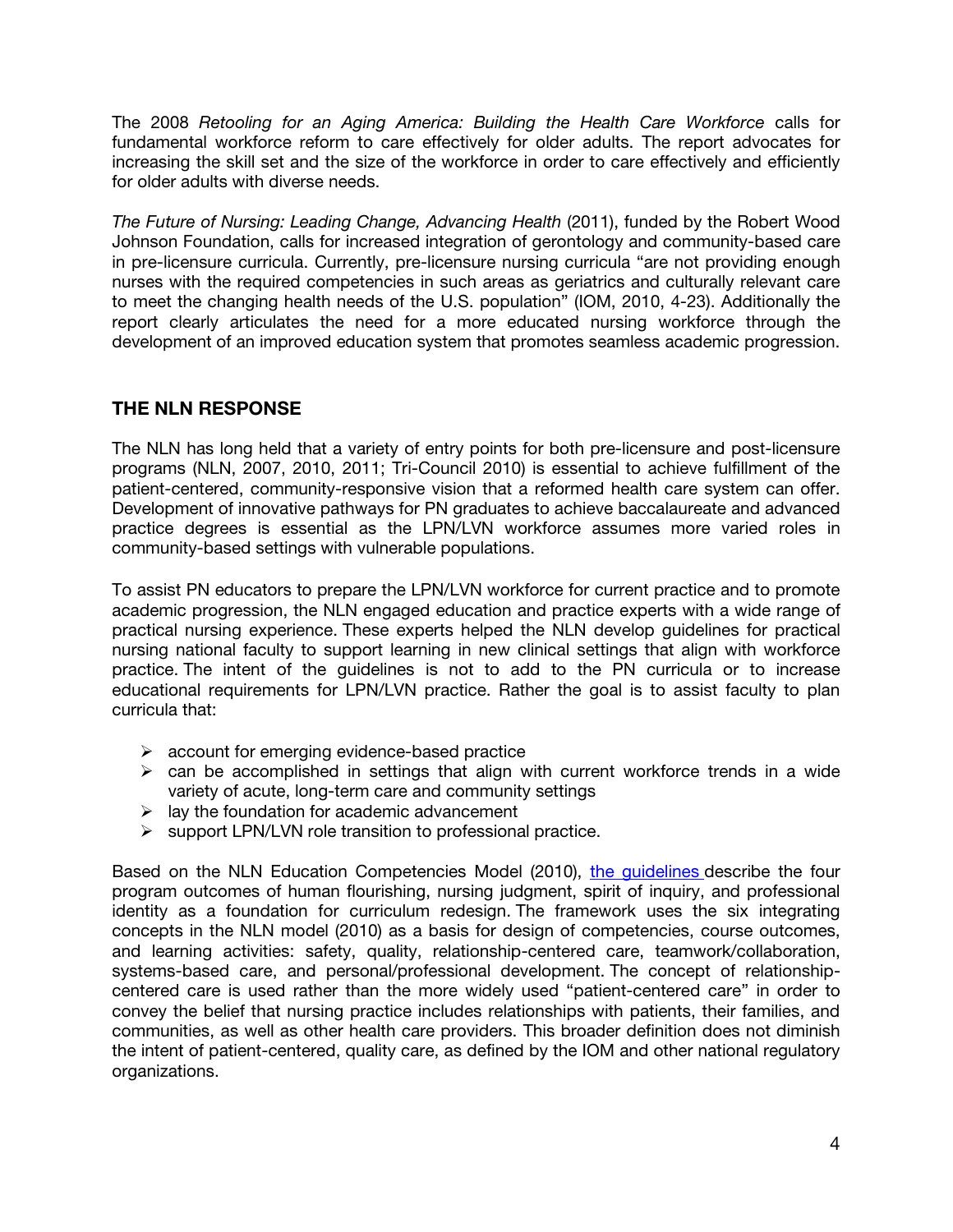The 2008 *Retooling for an Aging America: Building the Health Care Workforce* calls for fundamental workforce reform to care effectively for older adults. The report advocates for increasing the skill set and the size of the workforce in order to care effectively and efficiently for older adults with diverse needs.

*The Future of Nursing: Leading Change, Advancing Health* (2011), funded by the Robert Wood Johnson Foundation, calls for increased integration of gerontology and community-based care in pre-licensure curricula. Currently, pre-licensure nursing curricula "are not providing enough nurses with the required competencies in such areas as geriatrics and culturally relevant care to meet the changing health needs of the U.S. population" (IOM, 2010, 4-23). Additionally the report clearly articulates the need for a more educated nursing workforce through the development of an improved education system that promotes seamless academic progression.

## THE NLN RESPONSE

The NLN has long held that a variety of entry points for both pre-licensure and post-licensure programs (NLN, 2007, 2010, 2011; Tri-Council 2010) is essential to achieve fulfillment of the patient-centered, community-responsive vision that a reformed health care system can offer. Development of innovative pathways for PN graduates to achieve baccalaureate and advanced practice degrees is essential as the LPN/LVN workforce assumes more varied roles in community-based settings with vulnerable populations.

To assist PN educators to prepare the LPN/LVN workforce for current practice and to promote academic progression, the NLN engaged education and practice experts with a wide range of practical nursing experience. These experts helped the NLN develop guidelines for practical nursing national faculty to support learning in new clinical settings that align with workforce practice. The intent of the guidelines is not to add to the PN curricula or to increase educational requirements for LPN/LVN practice. Rather the goal is to assist faculty to plan curricula that:

- account for emerging evidence-based practice
- can be accomplished in settings that align with current workforce trends in a wide variety of acute, long-term care and community settings
- lay the foundation for academic advancement
- support LPN/LVN role transition to professional practice.

Based on the NLN Education Competencies Model (2010), the guidelines describe the four program outcomes of human flourishing, nursing judgment, spirit of inquiry, and professional identity as a foundation for curriculum redesign. The framework uses the six integrating concepts in the NLN model (2010) as a basis for design of competencies, course outcomes, and learning activities: safety, quality, relationship-centered care, teamwork/collaboration, systems-based care, and personal/professional development. The concept of relationship-centered care is used rather than the more widely used "patient-centered care" in order to convey the belief that nursing practice includes relationships with patients, their families, and communities, as well as other health care providers. This broader definition does not diminish the intent of patient-centered, quality care, as defined by the IOM and other national regulatory organizations.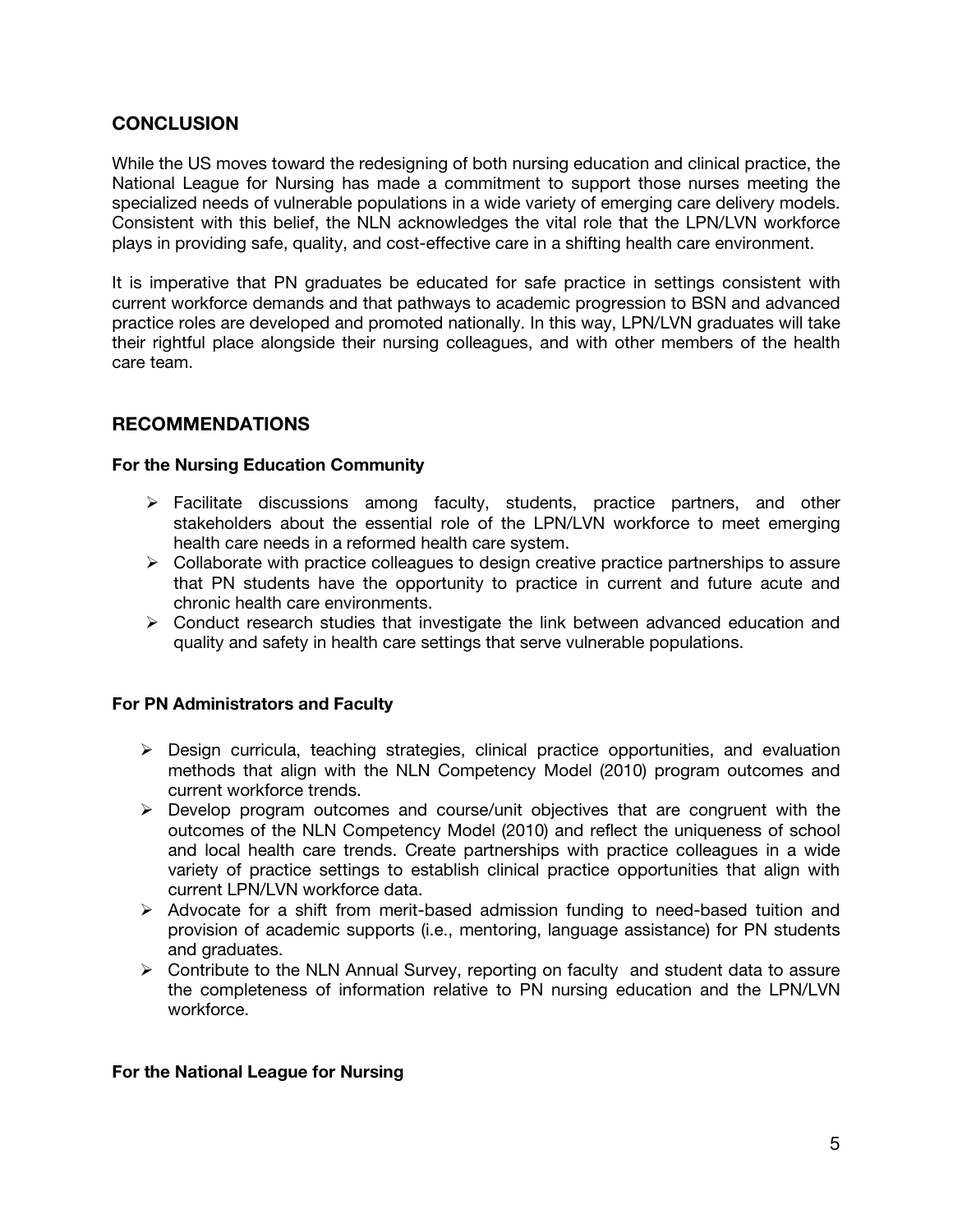## CONCLUSION

While the US moves toward the redesigning of both nursing education and clinical practice, the National League for Nursing has made a commitment to support those nurses meeting the specialized needs of vulnerable populations in a wide variety of emerging care delivery models. Consistent with this belief, the NLN acknowledges the vital role that the LPN/LVN workforce plays in providing safe, quality, and cost-effective care in a shifting health care environment.

It is imperative that PN graduates be educated for safe practice in settings consistent with current workforce demands and that pathways to academic progression to BSN and advanced practice roles are developed and promoted nationally. In this way, LPN/LVN graduates will take their rightful place alongside their nursing colleagues, and with other members of the health care team.

## RECOMMENDATIONS

### For the Nursing Education Community

- Facilitate discussions among faculty, students, practice partners, and other stakeholders about the essential role of the LPN/LVN workforce to meet emerging health care needs in a reformed health care system.
- Collaborate with practice colleagues to design creative practice partnerships to assure that PN students have the opportunity to practice in current and future acute and chronic health care environments.
- Conduct research studies that investigate the link between advanced education and quality and safety in health care settings that serve vulnerable populations.

### For PN Administrators and Faculty

- Design curricula, teaching strategies, clinical practice opportunities, and evaluation methods that align with the NLN Competency Model (2010) program outcomes and current workforce trends.
- Develop program outcomes and course/unit objectives that are congruent with the outcomes of the NLN Competency Model (2010) and reflect the uniqueness of school and local health care trends. Create partnerships with practice colleagues in a wide variety of practice settings to establish clinical practice opportunities that align with current LPN/LVN workforce data.
- Advocate for a shift from merit-based admission funding to need-based tuition and provision of academic supports (i.e., mentoring, language assistance) for PN students and graduates.
- Contribute to the NLN Annual Survey, reporting on faculty and student data to assure the completeness of information relative to PN nursing education and the LPN/LVN workforce.

### For the National League for Nursing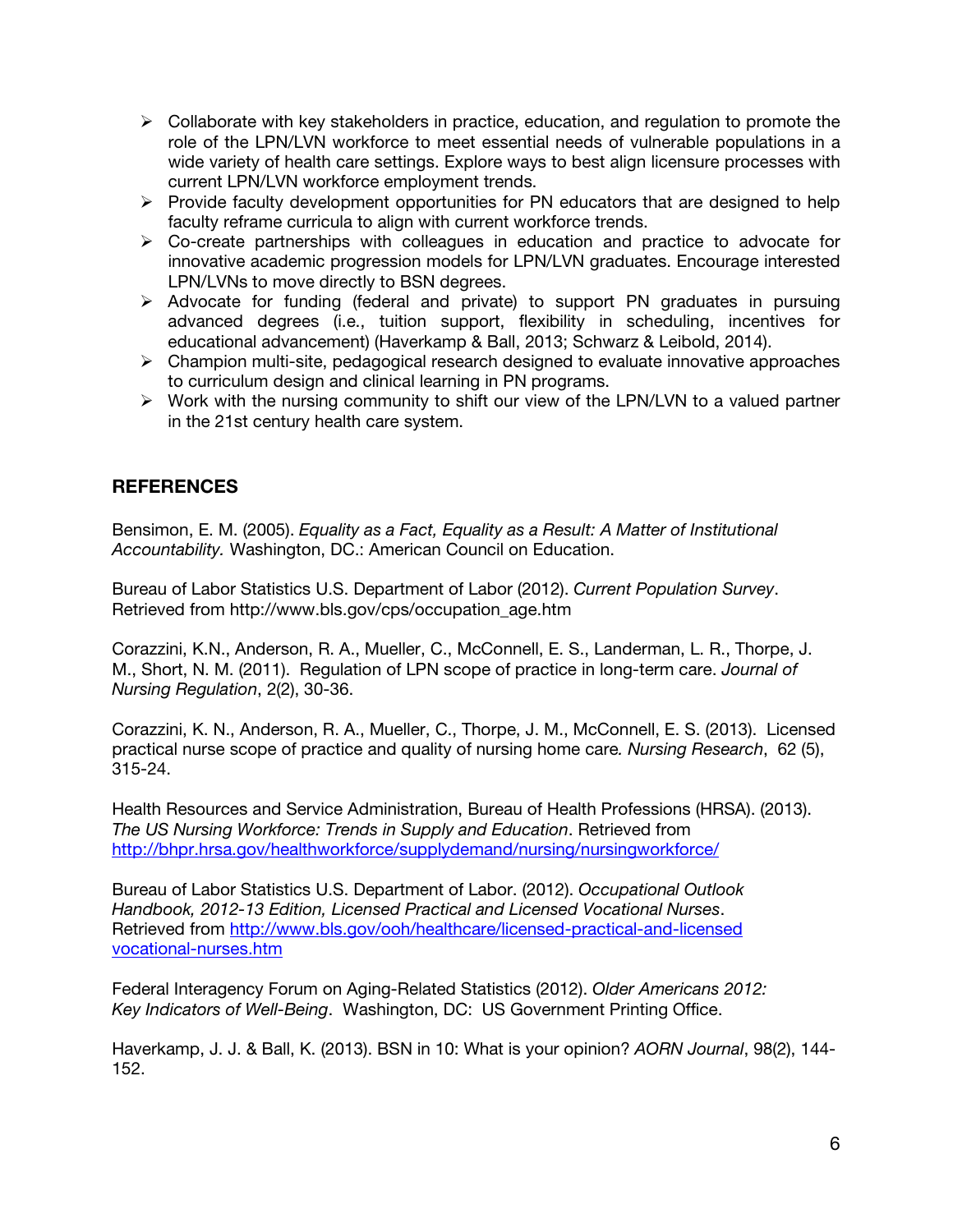- Collaborate with key stakeholders in practice, education, and regulation to promote the role of the LPN/LVN workforce to meet essential needs of vulnerable populations in a wide variety of health care settings. Explore ways to best align licensure processes with current LPN/LVN workforce employment trends.
- Provide faculty development opportunities for PN educators that are designed to help faculty reframe curricula to align with current workforce trends.
- Co-create partnerships with colleagues in education and practice to advocate for innovative academic progression models for LPN/LVN graduates. Encourage interested LPN/LVNs to move directly to BSN degrees.
- Advocate for funding (federal and private) to support PN graduates in pursuing advanced degrees (i.e., tuition support, flexibility in scheduling, incentives for educational advancement) (Haverkamp & Ball, 2013; Schwarz & Leibold, 2014).
- Champion multi-site, pedagogical research designed to evaluate innovative approaches to curriculum design and clinical learning in PN programs.
- Work with the nursing community to shift our view of the LPN/LVN to a valued partner in the 21st century health care system.

## REFERENCES

Bensimon, E. M. (2005). *Equality as a Fact, Equality as a Result: A Matter of Institutional Accountability.* Washington, DC.: American Council on Education.

Bureau of Labor Statistics U.S. Department of Labor (2012). *Current Population Survey*. Retrieved from http://www.bls.gov/cps/occupation_age.htm

Corazzini, K.N., Anderson, R. A., Mueller, C., McConnell, E. S., Landerman, L. R., Thorpe, J. M., Short, N. M. (2011). Regulation of LPN scope of practice in long-term care. *Journal of Nursing Regulation*, 2(2), 30-36.

Corazzini, K. N., Anderson, R. A., Mueller, C., Thorpe, J. M., McConnell, E. S. (2013). Licensed practical nurse scope of practice and quality of nursing home care*. Nursing Research*, 62 (5), 315-24.

Health Resources and Service Administration, Bureau of Health Professions (HRSA). (2013). *The US Nursing Workforce: Trends in Supply and Education*. Retrieved from http://bhpr.hrsa.gov/healthworkforce/supplydemand/nursing/nursingworkforce/

Bureau of Labor Statistics U.S. Department of Labor. (2012). *Occupational Outlook Handbook, 2012-13 Edition, Licensed Practical and Licensed Vocational Nurses*. Retrieved from http://www.bls.gov/ooh/healthcare/licensed-practical-and-licensed vocational-nurses.htm

Federal Interagency Forum on Aging-Related Statistics (2012). *Older Americans 2012: Key Indicators of Well-Being*. Washington, DC: US Government Printing Office.

Haverkamp, J. J. & Ball, K. (2013). BSN in 10: What is your opinion? *AORN Journal*, 98(2), 144-152.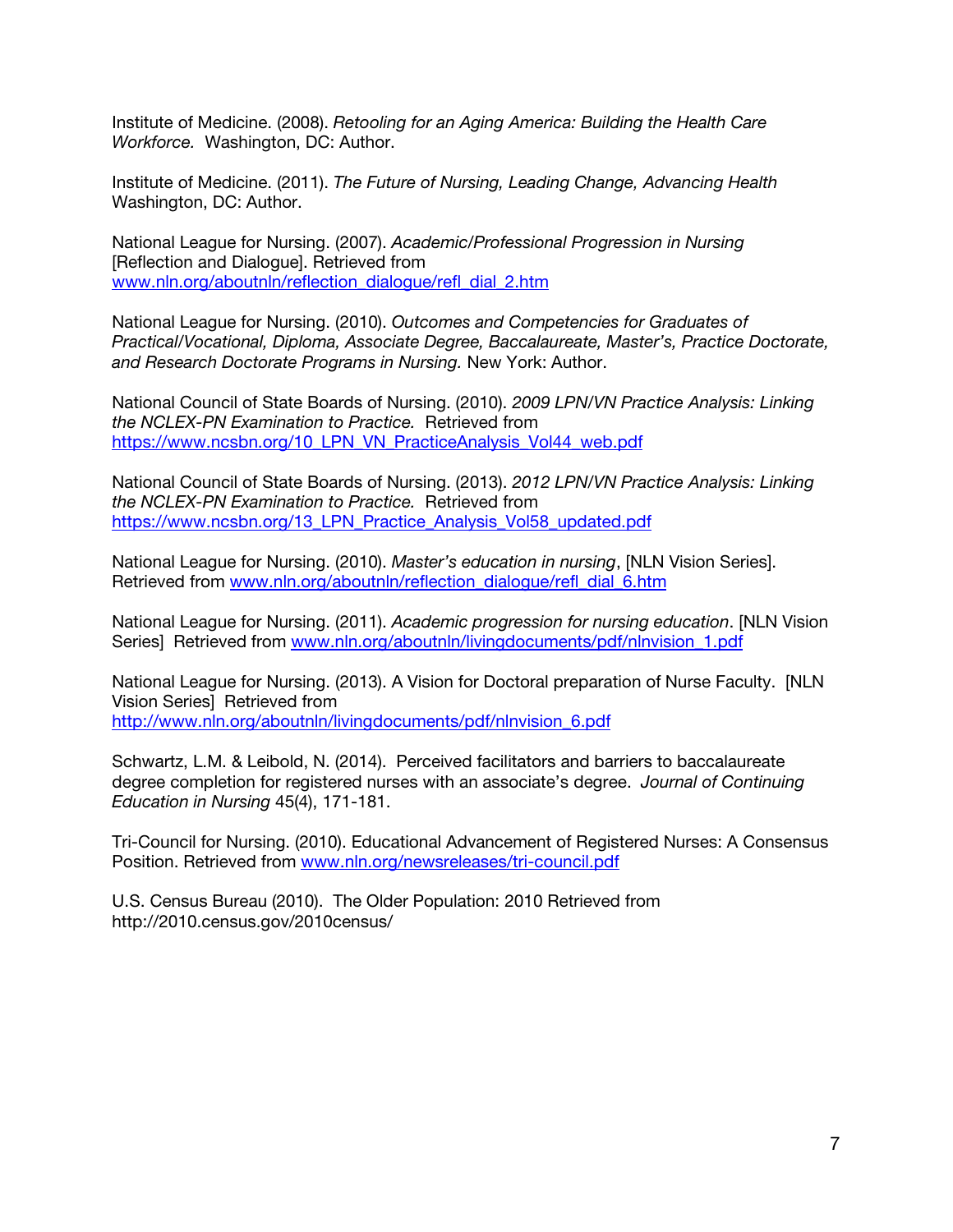Institute of Medicine. (2008). *Retooling for an Aging America: Building the Health Care Workforce.* Washington, DC: Author.

Institute of Medicine. (2011). *The Future of Nursing, Leading Change, Advancing Health* Washington, DC: Author.

National League for Nursing. (2007). *Academic/Professional Progression in Nursing* [Reflection and Dialogue]. Retrieved from www.nln.org/aboutnln/reflection_dialogue/refl_dial_2.htm

National League for Nursing. (2010). *Outcomes and Competencies for Graduates of Practical/Vocational, Diploma, Associate Degree, Baccalaureate, Master's, Practice Doctorate, and Research Doctorate Programs in Nursing.* New York: Author.

National Council of State Boards of Nursing. (2010). *2009 LPN/VN Practice Analysis: Linking the NCLEX-PN Examination to Practice.* Retrieved from https://www.ncsbn.org/10_LPN_VN_PracticeAnalysis_Vol44_web.pdf

National Council of State Boards of Nursing. (2013). *2012 LPN/VN Practice Analysis: Linking the NCLEX-PN Examination to Practice.* Retrieved from https://www.ncsbn.org/13_LPN_Practice_Analysis_Vol58_updated.pdf

National League for Nursing. (2010). *Master's education in nursing*, [NLN Vision Series]. Retrieved from www.nln.org/aboutnln/reflection_dialogue/refl_dial_6.htm

National League for Nursing. (2011). *Academic progression for nursing education*. [NLN Vision Series] Retrieved from www.nln.org/aboutnln/livingdocuments/pdf/nlnvision_1.pdf

National League for Nursing. (2013). A Vision for Doctoral preparation of Nurse Faculty. [NLN Vision Series] Retrieved from http://www.nln.org/aboutnln/livingdocuments/pdf/nlnvision_6.pdf

Schwartz, L.M. & Leibold, N. (2014). Perceived facilitators and barriers to baccalaureate degree completion for registered nurses with an associate's degree. *Journal of Continuing Education in Nursing* 45(4), 171-181.

Tri-Council for Nursing. (2010). Educational Advancement of Registered Nurses: A Consensus Position. Retrieved from www.nln.org/newsreleases/tri-council.pdf

U.S. Census Bureau (2010). The Older Population: 2010 Retrieved from http://2010.census.gov/2010census/